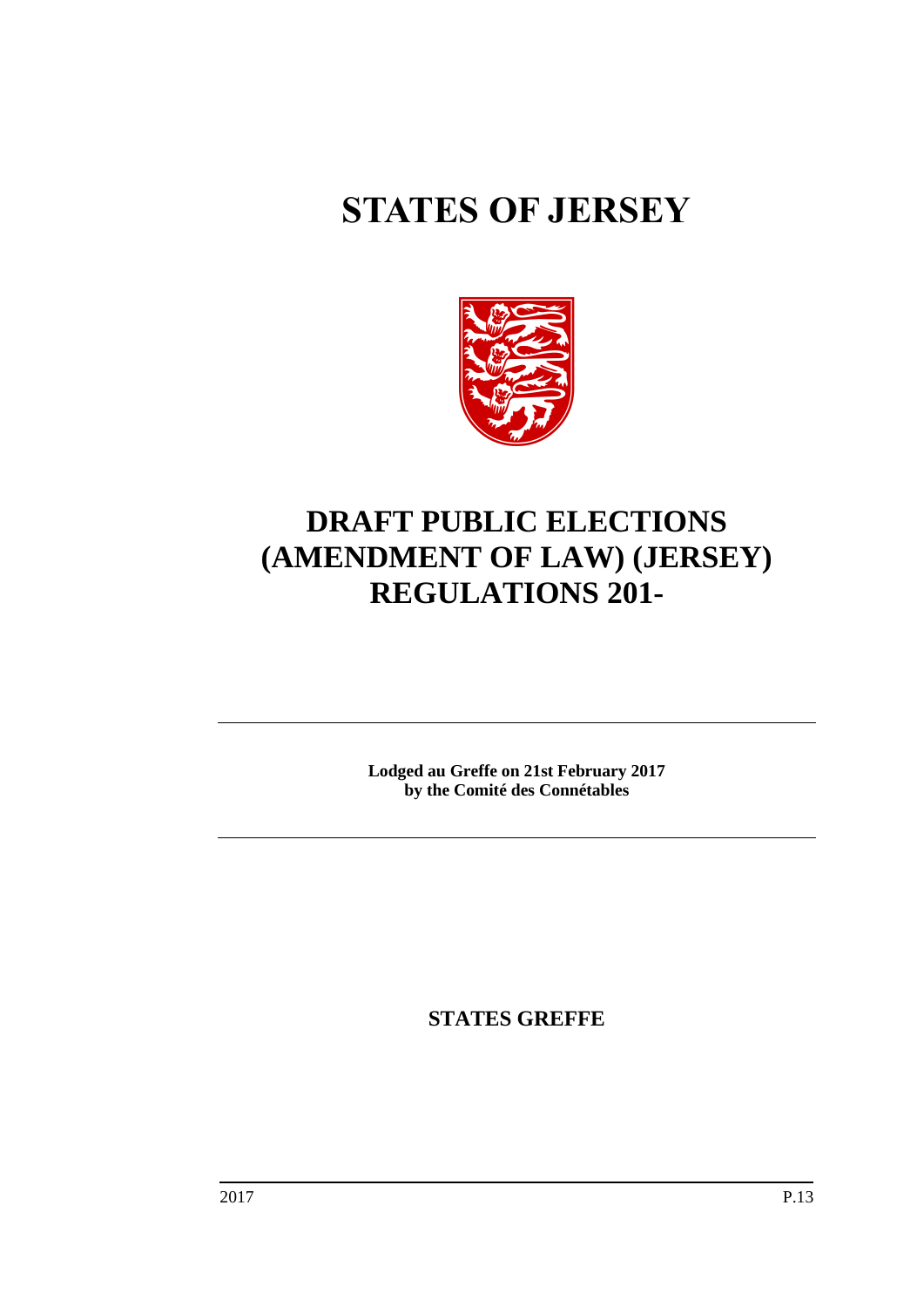# STATES OF JERSEY

# DRAFT PUBLIC ELECTIONS (AMENDMENT OF LAW) (JERSEY) REGULATIONS 201-

---

**Lodged au Greffe on 21st February 2017**
**by the Comité des Connétables**

---

**STATES GREFFE**

2017 P.13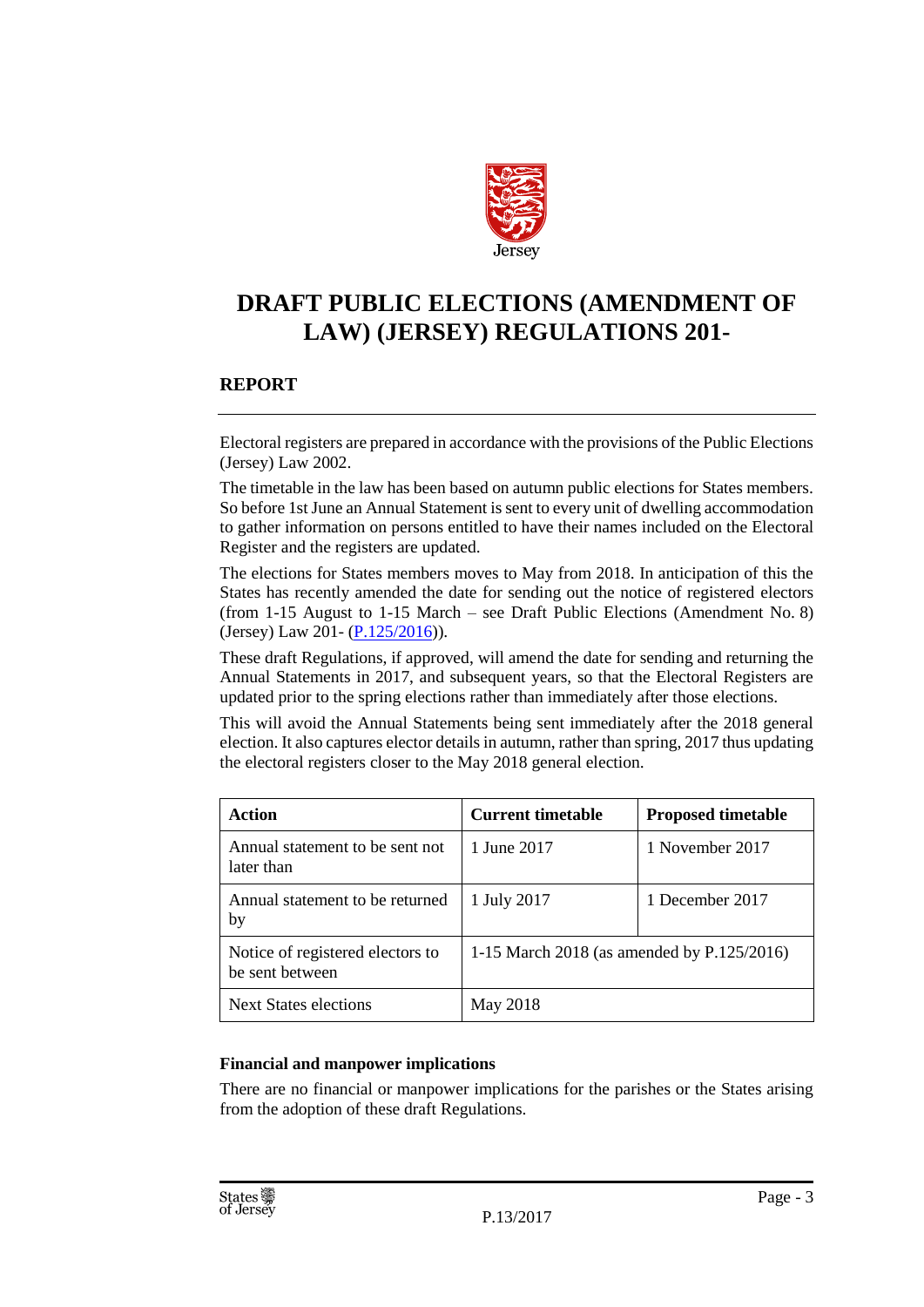# DRAFT PUBLIC ELECTIONS (AMENDMENT OF LAW) (JERSEY) REGULATIONS 201-

## REPORT

Electoral registers are prepared in accordance with the provisions of the Public Elections (Jersey) Law 2002.

The timetable in the law has been based on autumn public elections for States members. So before 1st June an Annual Statement is sent to every unit of dwelling accommodation to gather information on persons entitled to have their names included on the Electoral Register and the registers are updated.

The elections for States members moves to May from 2018. In anticipation of this the States has recently amended the date for sending out the notice of registered electors (from 1-15 August to 1-15 March – see Draft Public Elections (Amendment No. 8) (Jersey) Law 201- (P.125/2016)).

These draft Regulations, if approved, will amend the date for sending and returning the Annual Statements in 2017, and subsequent years, so that the Electoral Registers are updated prior to the spring elections rather than immediately after those elections.

This will avoid the Annual Statements being sent immediately after the 2018 general election. It also captures elector details in autumn, rather than spring, 2017 thus updating the electoral registers closer to the May 2018 general election.

| Action | Current timetable | Proposed timetable |
|---|---|---|
| Annual statement to be sent not later than | 1 June 2017 | 1 November 2017 |
| Annual statement to be returned by | 1 July 2017 | 1 December 2017 |
| Notice of registered electors to be sent between | 1-15 March 2018 (as amended by P.125/2016) | |
| Next States elections | May 2018 | |

### Financial and manpower implications

There are no financial or manpower implications for the parishes or the States arising from the adoption of these draft Regulations.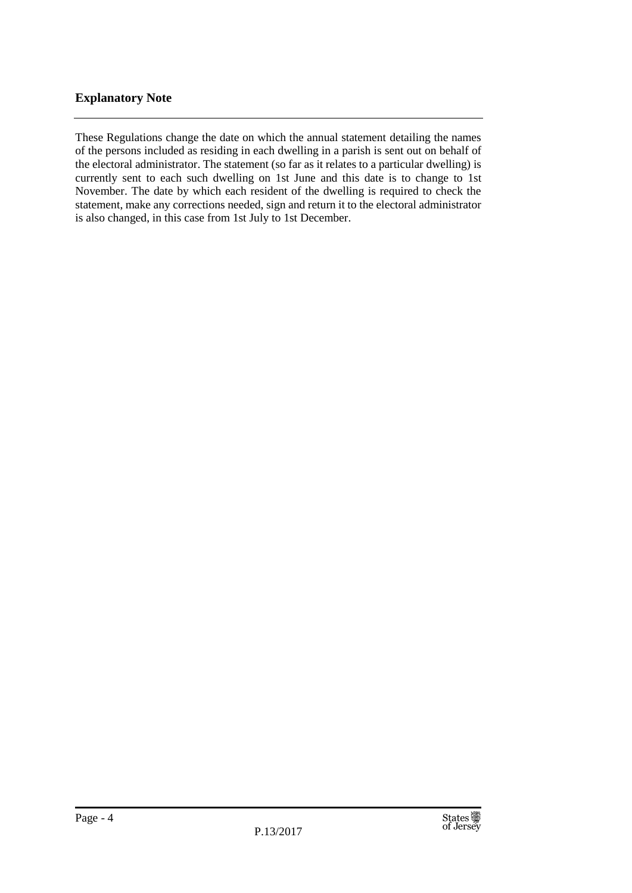## Explanatory Note

These Regulations change the date on which the annual statement detailing the names of the persons included as residing in each dwelling in a parish is sent out on behalf of the electoral administrator. The statement (so far as it relates to a particular dwelling) is currently sent to each such dwelling on 1st June and this date is to change to 1st November. The date by which each resident of the dwelling is required to check the statement, make any corrections needed, sign and return it to the electoral administrator is also changed, in this case from 1st July to 1st December.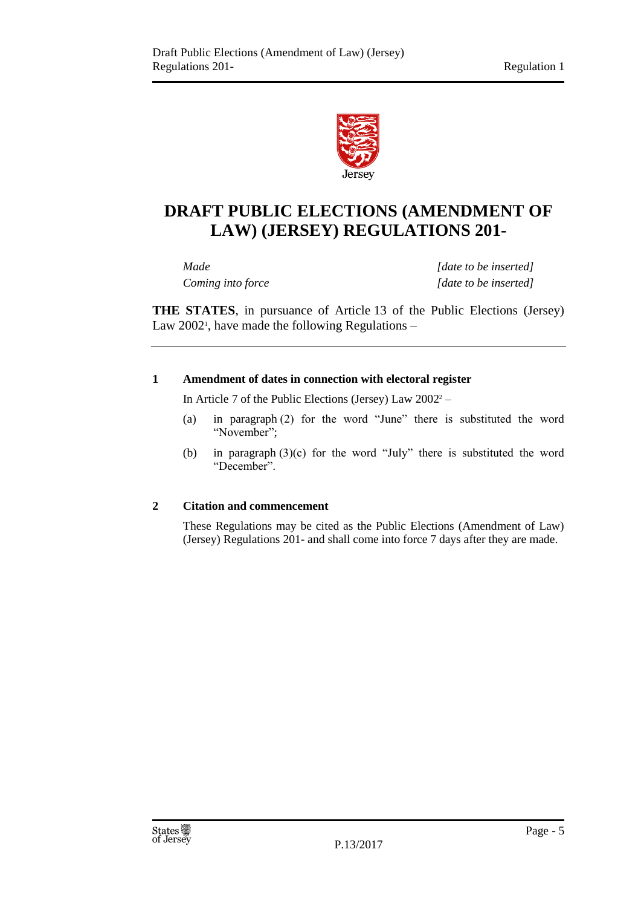# DRAFT PUBLIC ELECTIONS (AMENDMENT OF LAW) (JERSEY) REGULATIONS 201-

| | |
|---|---|
| *Made* | *[date to be inserted]* |
| *Coming into force* | *[date to be inserted]* |

**THE STATES**, in pursuance of Article 13 of the Public Elections (Jersey) Law 2002[1], have made the following Regulations –

### 1 Amendment of dates in connection with electoral register

In Article 7 of the Public Elections (Jersey) Law 2002[2] –

(a) in paragraph (2) for the word "June" there is substituted the word "November";

(b) in paragraph (3)(c) for the word "July" there is substituted the word "December".

### 2 Citation and commencement

These Regulations may be cited as the Public Elections (Amendment of Law) (Jersey) Regulations 201- and shall come into force 7 days after they are made.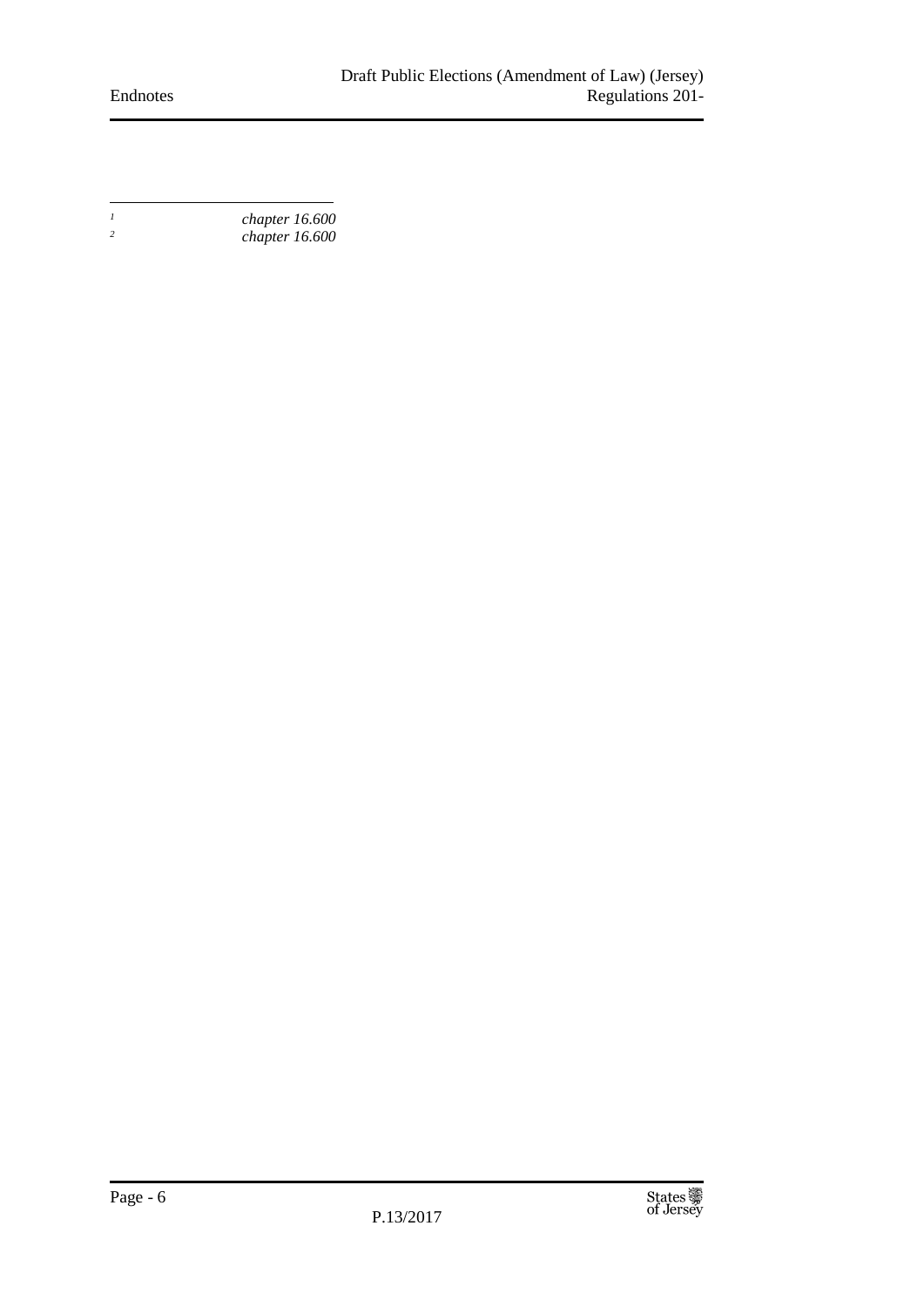[1] *chapter 16.600*

[2] *chapter 16.600*